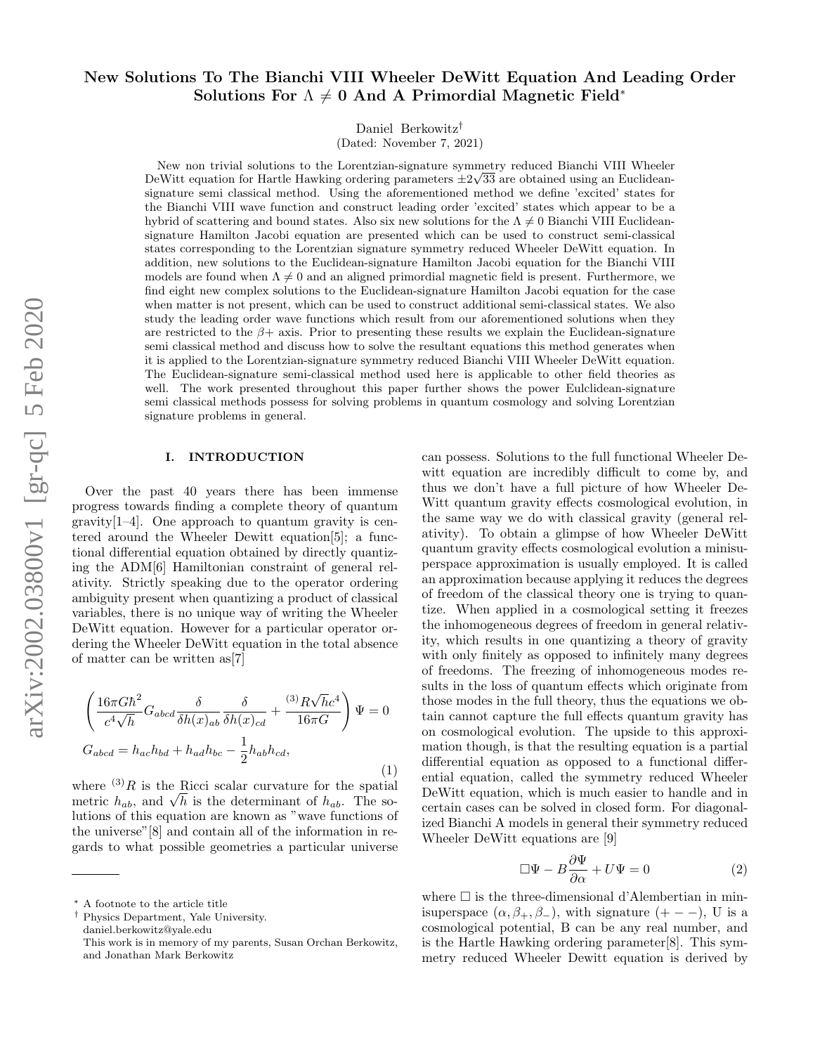# New Solutions To The Bianchi VIII Wheeler DeWitt Equation And Leading Order Solutions For $\Lambda \neq 0$ And A Primordial Magnetic Field*

Daniel Berkowitz†

(Dated: November 7, 2021)

New non trivial solutions to the Lorentzian-signature symmetry reduced Bianchi VIII Wheeler DeWitt equation for Hartle Hawking ordering parameters $\pm 2\sqrt{33}$ are obtained using an Euclidean-signature semi classical method. Using the aforementioned method we define 'excited' states for the Bianchi VIII wave function and construct leading order 'excited' states which appear to be a hybrid of scattering and bound states. Also six new solutions for the $\Lambda \neq 0$ Bianchi VIII Euclidean-signature Hamilton Jacobi equation are presented which can be used to construct semi-classical states corresponding to the Lorentzian signature symmetry reduced Wheeler DeWitt equation. In addition, new solutions to the Euclidean-signature Hamilton Jacobi equation for the Bianchi VIII models are found when $\Lambda \neq 0$ and an aligned primordial magnetic field is present. Furthermore, we find eight new complex solutions to the Euclidean-signature Hamilton Jacobi equation for the case when matter is not present, which can be used to construct additional semi-classical states. We also study the leading order wave functions which result from our aforementioned solutions when they are restricted to the $\beta+$ axis. Prior to presenting these results we explain the Euclidean-signature semi classical method and discuss how to solve the resultant equations this method generates when it is applied to the Lorentzian-signature symmetry reduced Bianchi VIII Wheeler DeWitt equation. The Euclidean-signature semi-classical method used here is applicable to other field theories as well. The work presented throughout this paper further shows the power Eulclidean-signature semi classical methods possess for solving problems in quantum cosmology and solving Lorentzian signature problems in general.

## I. INTRODUCTION

Over the past 40 years there has been immense progress towards finding a complete theory of quantum gravity[1–4]. One approach to quantum gravity is centered around the Wheeler Dewitt equation[5]; a functional differential equation obtained by directly quantizing the ADM[6] Hamiltonian constraint of general relativity. Strictly speaking due to the operator ordering ambiguity present when quantizing a product of classical variables, there is no unique way of writing the Wheeler DeWitt equation. However for a particular operator ordering the Wheeler DeWitt equation in the total absence of matter can be written as[7]

$$\left(\frac{16\pi G\hbar^2}{c^4\sqrt{h}}G_{abcd}\frac{\delta}{\delta h(x)_{ab}}\frac{\delta}{\delta h(x)_{cd}}+\frac{{}^{(3)}R\sqrt{h}c^4}{16\pi G}\right)\Psi=0$$
$$G_{abcd}=h_{ac}h_{bd}+h_{ad}h_{bc}-\frac{1}{2}h_{ab}h_{cd}, \tag{1}$$

where ${}^{(3)}R$ is the Ricci scalar curvature for the spatial metric $h_{ab}$, and $\sqrt{h}$ is the determinant of $h_{ab}$. The solutions of this equation are known as "wave functions of the universe"[8] and contain all of the information in regards to what possible geometries a particular universe can possess. Solutions to the full functional Wheeler Dewitt equation are incredibly difficult to come by, and thus we don't have a full picture of how Wheeler DeWitt quantum gravity effects cosmological evolution, in the same way we do with classical gravity (general relativity). To obtain a glimpse of how Wheeler DeWitt quantum gravity effects cosmological evolution a minisuperspace approximation is usually employed. It is called an approximation because applying it reduces the degrees of freedom of the classical theory one is trying to quantize. When applied in a cosmological setting it freezes the inhomogeneous degrees of freedom in general relativity, which results in one quantizing a theory of gravity with only finitely as opposed to infinitely many degrees of freedoms. The freezing of inhomogeneous modes results in the loss of quantum effects which originate from those modes in the full theory, thus the equations we obtain cannot capture the full effects quantum gravity has on cosmological evolution. The upside to this approximation though, is that the resulting equation is a partial differential equation as opposed to a functional differential equation, called the symmetry reduced Wheeler DeWitt equation, which is much easier to handle and in certain cases can be solved in closed form. For diagonalized Bianchi A models in general their symmetry reduced Wheeler DeWitt equations are [9]

$$\Box\Psi - B\frac{\partial\Psi}{\partial\alpha}+U\Psi=0 \tag{2}$$

where $\Box$ is the three-dimensional d'Alembertian in minisuperspace $(\alpha,\beta_+,\beta_-)$, with signature $(+--)$, U is a cosmological potential, B can be any real number, and is the Hartle Hawking ordering parameter[8]. This symmetry reduced Wheeler Dewitt equation is derived by

---

* A footnote to the article title

† Physics Department, Yale University. daniel.berkowitz@yale.edu
This work is in memory of my parents, Susan Orchan Berkowitz, and Jonathan Mark Berkowitz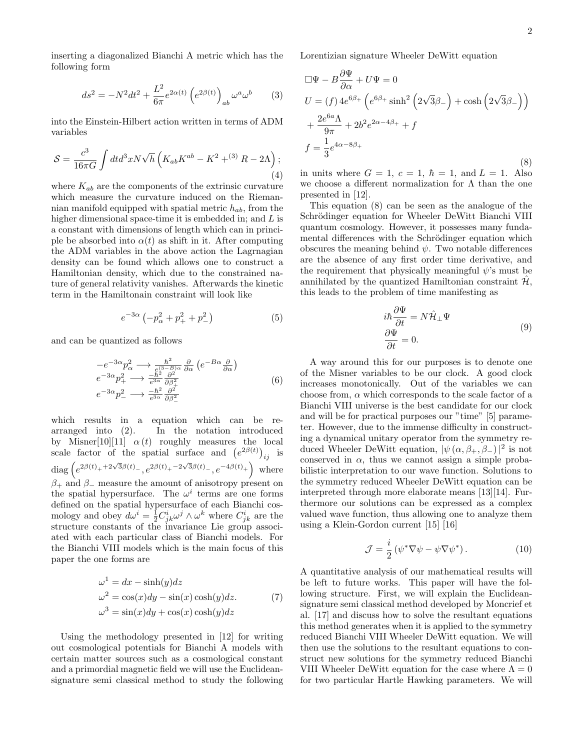inserting a diagonalized Bianchi A metric which has the following form

$$ds^2 = -N^2dt^2 + \frac{L^2}{6\pi} e^{2\alpha(t)} \left(e^{2\beta(t)}\right)_{ab} \omega^a \omega^b \tag{3}$$

into the Einstein-Hilbert action written in terms of ADM variables

$$\mathcal{S} = \frac{c^3}{16\pi G} \int dt d^3x N\sqrt{h} \left(K_{ab}K^{ab} - K^2 + {}^{(3)}R - 2\Lambda\right); \tag{4}$$

where $K_{ab}$ are the components of the extrinsic curvature which measure the curvature induced on the Riemannian manifold equipped with spatial metric $h_{ab}$, from the higher dimensional space-time it is embedded in; and $L$ is a constant with dimensions of length which can in principle be absorbed into $\alpha(t)$ as shift in it. After computing the ADM variables in the above action the Lagrnagian density can be found which allows one to construct a Hamiltonian density, which due to the constrained nature of general relativity vanishes. Afterwards the kinetic term in the Hamiltonain constraint will look like

$$e^{-3\alpha}\left(-p_\alpha^2 + p_+^2 + p_-^2\right) \tag{5}$$

and can be quantized as follows

$$\begin{aligned} -e^{-3\alpha}p_\alpha^2 &\longrightarrow \tfrac{\hbar^2}{e^{(3-B)\alpha}} \tfrac{\partial}{\partial\alpha}\left(e^{-B\alpha}\tfrac{\partial}{\partial\alpha}\right) \\ e^{-3\alpha}p_+^2 &\longrightarrow \tfrac{-\hbar^2}{e^{3\alpha}} \tfrac{\partial^2}{\partial\beta_+^2} \\ e^{-3\alpha}p_-^2 &\longrightarrow \tfrac{-\hbar^2}{e^{3\alpha}} \tfrac{\partial^2}{\partial\beta_-^2} \end{aligned} \tag{6}$$

which results in a equation which can be re-arranged into (2). In the notation introduced by Misner[10][11] $\alpha(t)$ roughly measures the local scale factor of the spatial surface and $\left(e^{2\beta(t)}\right)_{ij}$ is $\mathrm{diag}\left(e^{2\beta(t)_+ + 2\sqrt{3}\beta(t)_-}, e^{2\beta(t)_+ - 2\sqrt{3}\beta(t)_-}, e^{-4\beta(t)_+}\right)$ where $\beta_+$ and $\beta_-$ measure the amount of anisotropy present on the spatial hypersurface. The $\omega^i$ terms are one forms defined on the spatial hypersurface of each Bianchi cosmology and obey $d\omega^i = \frac{1}{2}C^i_{jk}\omega^j \wedge \omega^k$ where $C^i_{jk}$ are the structure constants of the invariance Lie group associated with each particular class of Bianchi models. For the Bianchi VIII models which is the main focus of this paper the one forms are

$$\begin{aligned} \omega^1 &= dx - \sinh(y)dz \\ \omega^2 &= \cos(x)dy - \sin(x)\cosh(y)dz. \\ \omega^3 &= \sin(x)dy + \cos(x)\cosh(y)dz \end{aligned} \tag{7}$$

Using the methodology presented in [12] for writing out cosmological potentials for Bianchi A models with certain matter sources such as a cosmological constant and a primordial magnetic field we will use the Euclidean-signature semi classical method to study the following Lorentizian signature Wheeler DeWitt equation

$$\begin{aligned} &\Box\Psi - B\frac{\partial\Psi}{\partial\alpha} + U\Psi = 0 \\ &U = (f)\, 4e^{6\beta_+}\left(e^{6\beta_+}\sinh^2\left(2\sqrt{3}\beta_-\right) + \cosh\left(2\sqrt{3}\beta_-\right)\right) \\ &+ \frac{2e^{6a}\Lambda}{9\pi} + 2b^2 e^{2\alpha - 4\beta_+} + f \\ &f = \frac{1}{3}e^{4\alpha - 8\beta_+} \end{aligned} \tag{8}$$

in units where $G = 1$, $c = 1$, $\hbar = 1$, and $L = 1$. Also we choose a different normalization for $\Lambda$ than the one presented in [12].

This equation (8) can be seen as the analogue of the Schrödinger equation for Wheeler DeWitt Bianchi VIII quantum cosmology. However, it possesses many fundamental differences with the Schrödinger equation which obscures the meaning behind $\psi$. Two notable differences are the absence of any first order time derivative, and the requirement that physically meaningful $\psi$'s must be annihilated by the quantized Hamiltonian constraint $\hat{\mathcal{H}}$, this leads to the problem of time manifesting as

$$\begin{aligned} i\hbar\frac{\partial\Psi}{\partial t} &= N\hat{\mathcal{H}}_\perp\Psi \\ \frac{\partial\Psi}{\partial t} &= 0. \end{aligned} \tag{9}$$

A way around this for our purposes is to denote one of the Misner variables to be our clock. A good clock increases monotonically. Out of the variables we can choose from, $\alpha$ which corresponds to the scale factor of a Bianchi VIII universe is the best candidate for our clock and will be for practical purposes our "time" [5] parameter. However, due to the immense difficulty in constructing a dynamical unitary operator from the symmetry reduced Wheeler DeWitt equation, $|\psi(\alpha, \beta_+, \beta_-)|^2$ is not conserved in $\alpha$, thus we cannot assign a simple probabilistic interpretation to our wave function. Solutions to the symmetry reduced Wheeler DeWitt equation can be interpreted through more elaborate means [13][14]. Furthermore our solutions can be expressed as a complex valued wave function, thus allowing one to analyze them using a Klein-Gordon current [15] [16]

$$\mathcal{J} = \frac{i}{2}\left(\psi^*\nabla\psi - \psi\nabla\psi^*\right). \tag{10}$$

A quantitative analysis of our mathematical results will be left to future works. This paper will have the following structure. First, we will explain the Euclidean-signature semi classical method developed by Moncrief et al. [17] and discuss how to solve the resultant equations this method generates when it is applied to the symmetry reduced Bianchi VIII Wheeler DeWitt equation. We will then use the solutions to the resultant equations to construct new solutions for the symmetry reduced Bianchi VIII Wheeler DeWitt equation for the case where $\Lambda = 0$ for two particular Hartle Hawking parameters. We will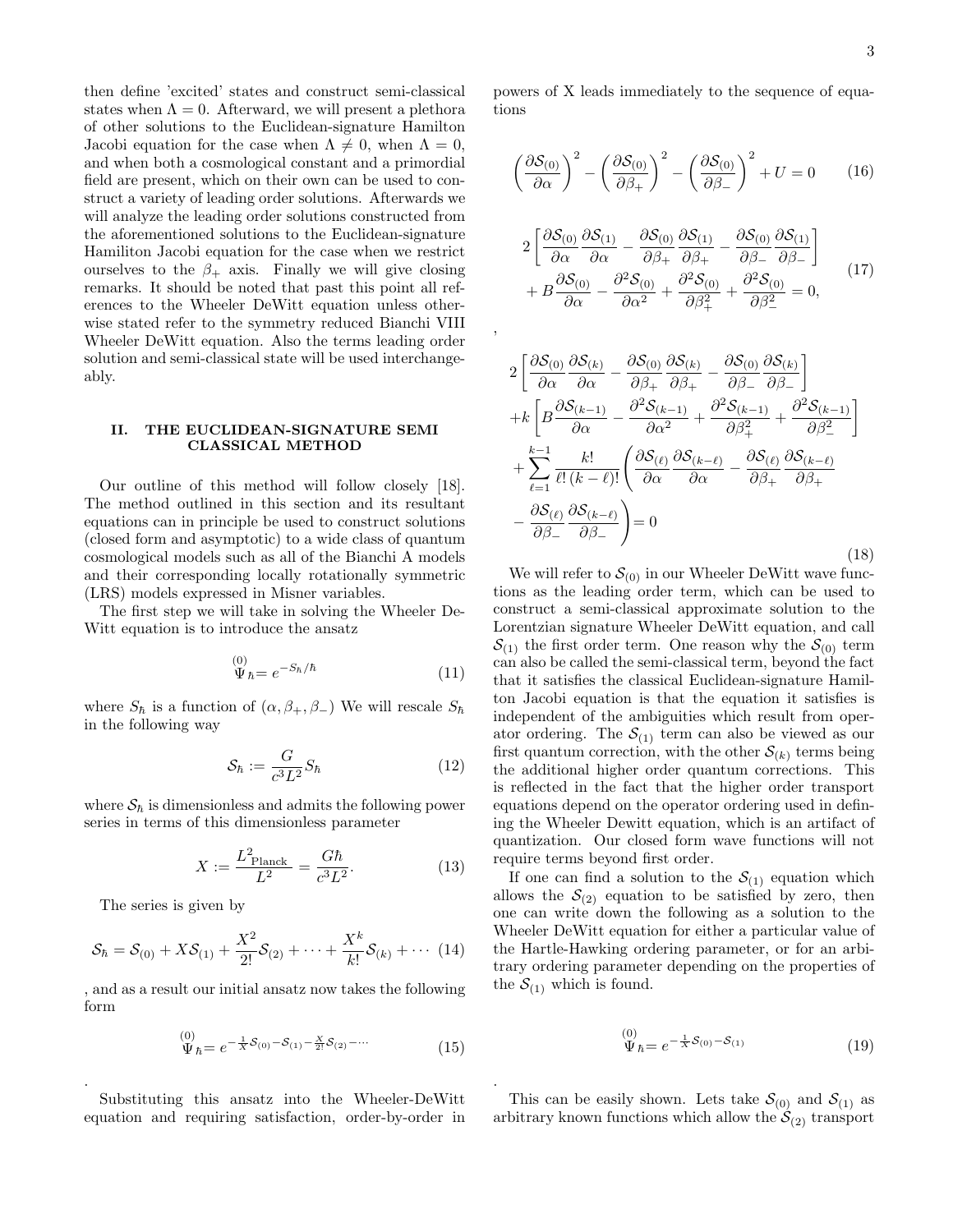then define 'excited' states and construct semi-classical states when $\Lambda = 0$. Afterward, we will present a plethora of other solutions to the Euclidean-signature Hamilton Jacobi equation for the case when $\Lambda \neq 0$, when $\Lambda = 0$, and when both a cosmological constant and a primordial field are present, which on their own can be used to construct a variety of leading order solutions. Afterwards we will analyze the leading order solutions constructed from the aforementioned solutions to the Euclidean-signature Hamilton Jacobi equation for the case when we restrict ourselves to the $\beta_+$ axis. Finally we will give closing remarks. It should be noted that past this point all references to the Wheeler DeWitt equation unless otherwise stated refer to the symmetry reduced Bianchi VIII Wheeler DeWitt equation. Also the terms leading order solution and semi-classical state will be used interchangeably.

## II. THE EUCLIDEAN-SIGNATURE SEMI CLASSICAL METHOD

Our outline of this method will follow closely [18]. The method outlined in this section and its resultant equations can in principle be used to construct solutions (closed form and asymptotic) to a wide class of quantum cosmological models such as all of the Bianchi A models and their corresponding locally rotationally symmetric (LRS) models expressed in Misner variables.

The first step we will take in solving the Wheeler DeWitt equation is to introduce the ansatz

$$\overset{(0)}{\Psi}_\hbar = e^{-S_\hbar/\hbar} \tag{11}$$

where $S_\hbar$ is a function of $(\alpha, \beta_+, \beta_-)$ We will rescale $S_\hbar$ in the following way

$$\mathcal{S}_\hbar := \frac{G}{c^3 L^2} S_\hbar \tag{12}$$

where $\mathcal{S}_\hbar$ is dimensionless and admits the following power series in terms of this dimensionless parameter

$$X := \frac{L^2_{\text{Planck}}}{L^2} = \frac{G\hbar}{c^3 L^2}. \tag{13}$$

The series is given by

$$\mathcal{S}_\hbar = \mathcal{S}_{(0)} + X\mathcal{S}_{(1)} + \frac{X^2}{2!}\mathcal{S}_{(2)} + \cdots + \frac{X^k}{k!}\mathcal{S}_{(k)} + \cdots \tag{14}$$

, and as a result our initial ansatz now takes the following form

$$\overset{(0)}{\Psi}_\hbar = e^{-\frac{1}{X}\mathcal{S}_{(0)} - \mathcal{S}_{(1)} - \frac{X}{2!}\mathcal{S}_{(2)} - \cdots} \tag{15}$$

.

Substituting this ansatz into the Wheeler-DeWitt equation and requiring satisfaction, order-by-order in powers of X leads immediately to the sequence of equations

$$\left(\frac{\partial \mathcal{S}_{(0)}}{\partial \alpha}\right)^2 - \left(\frac{\partial \mathcal{S}_{(0)}}{\partial \beta_+}\right)^2 - \left(\frac{\partial \mathcal{S}_{(0)}}{\partial \beta_-}\right)^2 + U = 0 \tag{16}$$

$$\begin{aligned} &2\left[\frac{\partial \mathcal{S}_{(0)}}{\partial \alpha}\frac{\partial \mathcal{S}_{(1)}}{\partial \alpha} - \frac{\partial \mathcal{S}_{(0)}}{\partial \beta_+}\frac{\partial \mathcal{S}_{(1)}}{\partial \beta_+} - \frac{\partial \mathcal{S}_{(0)}}{\partial \beta_-}\frac{\partial \mathcal{S}_{(1)}}{\partial \beta_-}\right] \\ &+ B\frac{\partial \mathcal{S}_{(0)}}{\partial \alpha} - \frac{\partial^2 \mathcal{S}_{(0)}}{\partial \alpha^2} + \frac{\partial^2 \mathcal{S}_{(0)}}{\partial \beta_+^2} + \frac{\partial^2 \mathcal{S}_{(0)}}{\partial \beta_-^2} = 0, \end{aligned} \tag{17}$$

,

$$\begin{aligned} &2\left[\frac{\partial \mathcal{S}_{(0)}}{\partial \alpha}\frac{\partial \mathcal{S}_{(k)}}{\partial \alpha} - \frac{\partial \mathcal{S}_{(0)}}{\partial \beta_+}\frac{\partial \mathcal{S}_{(k)}}{\partial \beta_+} - \frac{\partial \mathcal{S}_{(0)}}{\partial \beta_-}\frac{\partial \mathcal{S}_{(k)}}{\partial \beta_-}\right] \\ &+k\left[B\frac{\partial \mathcal{S}_{(k-1)}}{\partial \alpha} - \frac{\partial^2 \mathcal{S}_{(k-1)}}{\partial \alpha^2} + \frac{\partial^2 \mathcal{S}_{(k-1)}}{\partial \beta_+^2} + \frac{\partial^2 \mathcal{S}_{(k-1)}}{\partial \beta_-^2}\right] \\ &+\sum_{\ell=1}^{k-1}\frac{k!}{\ell!\,(k-\ell)!}\left(\frac{\partial \mathcal{S}_{(\ell)}}{\partial \alpha}\frac{\partial \mathcal{S}_{(k-\ell)}}{\partial \alpha} - \frac{\partial \mathcal{S}_{(\ell)}}{\partial \beta_+}\frac{\partial \mathcal{S}_{(k-\ell)}}{\partial \beta_+}\right. \\ &\left.- \frac{\partial \mathcal{S}_{(\ell)}}{\partial \beta_-}\frac{\partial \mathcal{S}_{(k-\ell)}}{\partial \beta_-}\right) = 0 \end{aligned} \tag{18}$$

We will refer to $\mathcal{S}_{(0)}$ in our Wheeler DeWitt wave functions as the leading order term, which can be used to construct a semi-classical approximate solution to the Lorentzian signature Wheeler DeWitt equation, and call $\mathcal{S}_{(1)}$ the first order term. One reason why the $\mathcal{S}_{(0)}$ term can also be called the semi-classical term, beyond the fact that it satisfies the classical Euclidean-signature Hamilton Jacobi equation is that the equation it satisfies is independent of the ambiguities which result from operator ordering. The $\mathcal{S}_{(1)}$ term can also be viewed as our first quantum correction, with the other $\mathcal{S}_{(k)}$ terms being the additional higher order quantum corrections. This is reflected in the fact that the higher order transport equations depend on the operator ordering used in defining the Wheeler Dewitt equation, which is an artifact of quantization. Our closed form wave functions will not require terms beyond first order.

If one can find a solution to the $\mathcal{S}_{(1)}$ equation which allows the $\mathcal{S}_{(2)}$ equation to be satisfied by zero, then one can write down the following as a solution to the Wheeler DeWitt equation for either a particular value of the Hartle-Hawking ordering parameter, or for an arbitrary ordering parameter depending on the properties of the $\mathcal{S}_{(1)}$ which is found.

$$\overset{(0)}{\Psi}_\hbar = e^{-\frac{1}{X}\mathcal{S}_{(0)} - \mathcal{S}_{(1)}} \tag{19}$$

.

This can be easily shown. Lets take $\mathcal{S}_{(0)}$ and $\mathcal{S}_{(1)}$ as arbitrary known functions which allow the $\mathcal{S}_{(2)}$ transport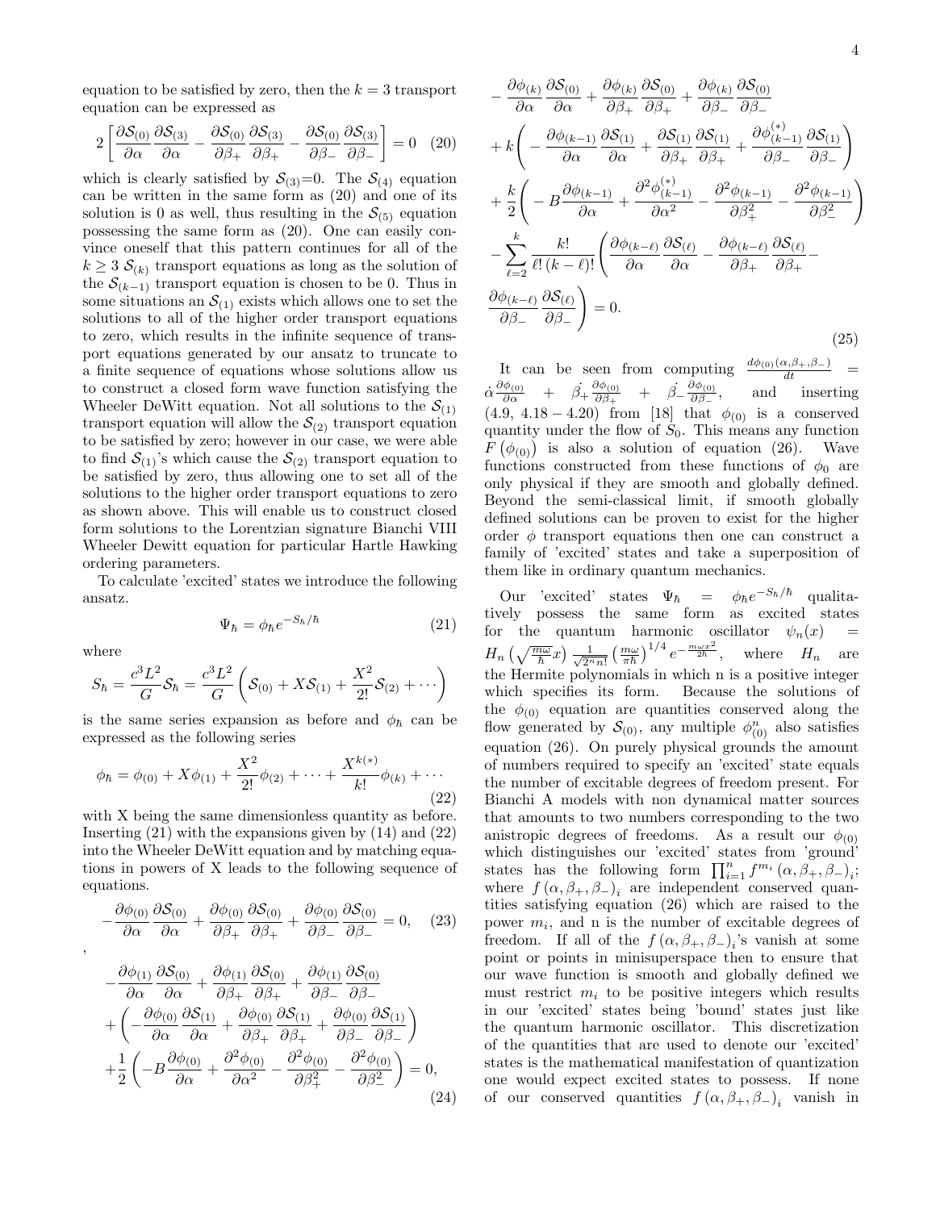equation to be satisfied by zero, then the $k = 3$ transport equation can be expressed as

$$2\left[\frac{\partial \mathcal{S}_{(0)}}{\partial \alpha}\frac{\partial \mathcal{S}_{(3)}}{\partial \alpha} - \frac{\partial \mathcal{S}_{(0)}}{\partial \beta_+}\frac{\partial \mathcal{S}_{(3)}}{\partial \beta_+} - \frac{\partial \mathcal{S}_{(0)}}{\partial \beta_-}\frac{\partial \mathcal{S}_{(3)}}{\partial \beta_-}\right] = 0 \quad (20)$$

which is clearly satisfied by $\mathcal{S}_{(3)}$=0. The $\mathcal{S}_{(4)}$ equation can be written in the same form as (20) and one of its solution is 0 as well, thus resulting in the $\mathcal{S}_{(5)}$ equation possessing the same form as (20). One can easily convince oneself that this pattern continues for all of the $k \geq 3$ $\mathcal{S}_{(k)}$ transport equations as long as the solution of the $\mathcal{S}_{(k-1)}$ transport equation is chosen to be 0. Thus in some situations an $\mathcal{S}_{(1)}$ exists which allows one to set the solutions to all of the higher order transport equations to zero, which results in the infinite sequence of transport equations generated by our ansatz to truncate to a finite sequence of equations whose solutions allow us to construct a closed form wave function satisfying the Wheeler DeWitt equation. Not all solutions to the $\mathcal{S}_{(1)}$ transport equation will allow the $\mathcal{S}_{(2)}$ transport equation to be satisfied by zero; however in our case, we were able to find $\mathcal{S}_{(1)}$'s which cause the $\mathcal{S}_{(2)}$ transport equation to be satisfied by zero, thus allowing one to set all of the solutions to the higher order transport equations to zero as shown above. This will enable us to construct closed form solutions to the Lorentzian signature Bianchi VIII Wheeler Dewitt equation for particular Hartle Hawking ordering parameters.

To calculate 'excited' states we introduce the following ansatz.

$$\Psi_\hbar = \phi_\hbar e^{-S_\hbar/\hbar} \quad (21)$$

where

$$S_\hbar = \frac{c^3 L^2}{G}\mathcal{S}_\hbar = \frac{c^3 L^2}{G}\left(\mathcal{S}_{(0)} + X\mathcal{S}_{(1)} + \frac{X^2}{2!}\mathcal{S}_{(2)} + \cdots\right)$$

is the same series expansion as before and $\phi_\hbar$ can be expressed as the following series

$$\phi_\hbar = \phi_{(0)} + X\phi_{(1)} + \frac{X^2}{2!}\phi_{(2)} + \cdots + \frac{X^{k(*)}}{k!}\phi_{(k)} + \cdots \quad (22)$$

with X being the same dimensionless quantity as before. Inserting (21) with the expansions given by (14) and (22) into the Wheeler DeWitt equation and by matching equations in powers of X leads to the following sequence of equations.

$$-\frac{\partial \phi_{(0)}}{\partial \alpha}\frac{\partial \mathcal{S}_{(0)}}{\partial \alpha} + \frac{\partial \phi_{(0)}}{\partial \beta_+}\frac{\partial \mathcal{S}_{(0)}}{\partial \beta_+} + \frac{\partial \phi_{(0)}}{\partial \beta_-}\frac{\partial \mathcal{S}_{(0)}}{\partial \beta_-} = 0, \quad (23)$$

,

$$\begin{aligned}
&-\frac{\partial \phi_{(1)}}{\partial \alpha}\frac{\partial \mathcal{S}_{(0)}}{\partial \alpha} + \frac{\partial \phi_{(1)}}{\partial \beta_+}\frac{\partial \mathcal{S}_{(0)}}{\partial \beta_+} + \frac{\partial \phi_{(1)}}{\partial \beta_-}\frac{\partial \mathcal{S}_{(0)}}{\partial \beta_-} \\
&+\left(-\frac{\partial \phi_{(0)}}{\partial \alpha}\frac{\partial \mathcal{S}_{(1)}}{\partial \alpha} + \frac{\partial \phi_{(0)}}{\partial \beta_+}\frac{\partial \mathcal{S}_{(1)}}{\partial \beta_+} + \frac{\partial \phi_{(0)}}{\partial \beta_-}\frac{\partial \mathcal{S}_{(1)}}{\partial \beta_-}\right) \\
&+\frac{1}{2}\left(-B\frac{\partial \phi_{(0)}}{\partial \alpha} + \frac{\partial^2 \phi_{(0)}}{\partial \alpha^2} - \frac{\partial^2 \phi_{(0)}}{\partial \beta_+^2} - \frac{\partial^2 \phi_{(0)}}{\partial \beta_-^2}\right) = 0,
\end{aligned} \quad (24)$$

$$\begin{aligned}
&-\frac{\partial \phi_{(k)}}{\partial \alpha}\frac{\partial \mathcal{S}_{(0)}}{\partial \alpha} + \frac{\partial \phi_{(k)}}{\partial \beta_+}\frac{\partial \mathcal{S}_{(0)}}{\partial \beta_+} + \frac{\partial \phi_{(k)}}{\partial \beta_-}\frac{\partial \mathcal{S}_{(0)}}{\partial \beta_-} \\
&+k\left(-\frac{\partial \phi_{(k-1)}}{\partial \alpha}\frac{\partial \mathcal{S}_{(1)}}{\partial \alpha} + \frac{\partial \mathcal{S}_{(1)}}{\partial \beta_+}\frac{\partial \mathcal{S}_{(1)}}{\partial \beta_+} + \frac{\partial \phi^{(*)}_{(k-1)}}{\partial \beta_-}\frac{\partial \mathcal{S}_{(1)}}{\partial \beta_-}\right) \\
&+\frac{k}{2}\left(-B\frac{\partial \phi_{(k-1)}}{\partial \alpha} + \frac{\partial^2 \phi^{(*)}_{(k-1)}}{\partial \alpha^2} - \frac{\partial^2 \phi_{(k-1)}}{\partial \beta_+^2} - \frac{\partial^2 \phi_{(k-1)}}{\partial \beta_-^2}\right) \\
&-\sum_{\ell=2}^{k}\frac{k!}{\ell!\,(k-\ell)!}\left(\frac{\partial \phi_{(k-\ell)}}{\partial \alpha}\frac{\partial \mathcal{S}_{(\ell)}}{\partial \alpha} - \frac{\partial \phi_{(k-\ell)}}{\partial \beta_+}\frac{\partial \mathcal{S}_{(\ell)}}{\partial \beta_+} - \right. \\
&\left.\frac{\partial \phi_{(k-\ell)}}{\partial \beta_-}\frac{\partial \mathcal{S}_{(\ell)}}{\partial \beta_-}\right) = 0.
\end{aligned} \quad (25)$$

It can be seen from computing $\frac{d\phi_{(0)}(\alpha,\beta_+,\beta_-)}{dt} = \dot{\alpha}\frac{\partial \phi_{(0)}}{\partial \alpha} + \dot{\beta_+}\frac{\partial \phi_{(0)}}{\partial \beta_+} + \dot{\beta_-}\frac{\partial \phi_{(0)}}{\partial \beta_-}$, and inserting (4.9, 4.18 − 4.20) from [18] that $\phi_{(0)}$ is a conserved quantity under the flow of $S_0$. This means any function $F\left(\phi_{(0)}\right)$ is also a solution of equation (26). Wave functions constructed from these functions of $\phi_0$ are only physical if they are smooth and globally defined. Beyond the semi-classical limit, if smooth globally defined solutions can be proven to exist for the higher order $\phi$ transport equations then one can construct a family of 'excited' states and take a superposition of them like in ordinary quantum mechanics.

Our 'excited' states $\Psi_\hbar = \phi_\hbar e^{-S_\hbar/\hbar}$ qualitatively possess the same form as excited states for the quantum harmonic oscillator $\psi_n(x) = H_n\left(\sqrt{\frac{m\omega}{\hbar}}x\right)\frac{1}{\sqrt{2^n n!}}\left(\frac{m\omega}{\pi\hbar}\right)^{1/4}e^{-\frac{m\omega x^2}{2\hbar}}$, where $H_n$ are the Hermite polynomials in which n is a positive integer which specifies its form. Because the solutions of the $\phi_{(0)}$ equation are quantities conserved along the flow generated by $\mathcal{S}_{(0)}$, any multiple $\phi^n_{(0)}$ also satisfies equation (26). On purely physical grounds the amount of numbers required to specify an 'excited' state equals the number of excitable degrees of freedom present. For Bianchi A models with non dynamical matter sources that amounts to two numbers corresponding to the two anistropic degrees of freedoms. As a result our $\phi_{(0)}$ which distinguishes our 'excited' states from 'ground' states has the following form $\prod_{i=1}^{n} f^{m_i}\left(\alpha,\beta_+,\beta_-\right)_i$; where $f\left(\alpha,\beta_+,\beta_-\right)_i$ are independent conserved quantities satisfying equation (26) which are raised to the power $m_i$, and n is the number of excitable degrees of freedom. If all of the $f\left(\alpha,\beta_+,\beta_-\right)_i$'s vanish at some point or points in minisuperspace then to ensure that our wave function is smooth and globally defined we must restrict $m_i$ to be positive integers which results in our 'excited' states being 'bound' states just like the quantum harmonic oscillator. This discretization of the quantities that are used to denote our 'excited' states is the mathematical manifestation of quantization one would expect excited states to possess. If none of our conserved quantities $f\left(\alpha,\beta_+,\beta_-\right)_i$ vanish in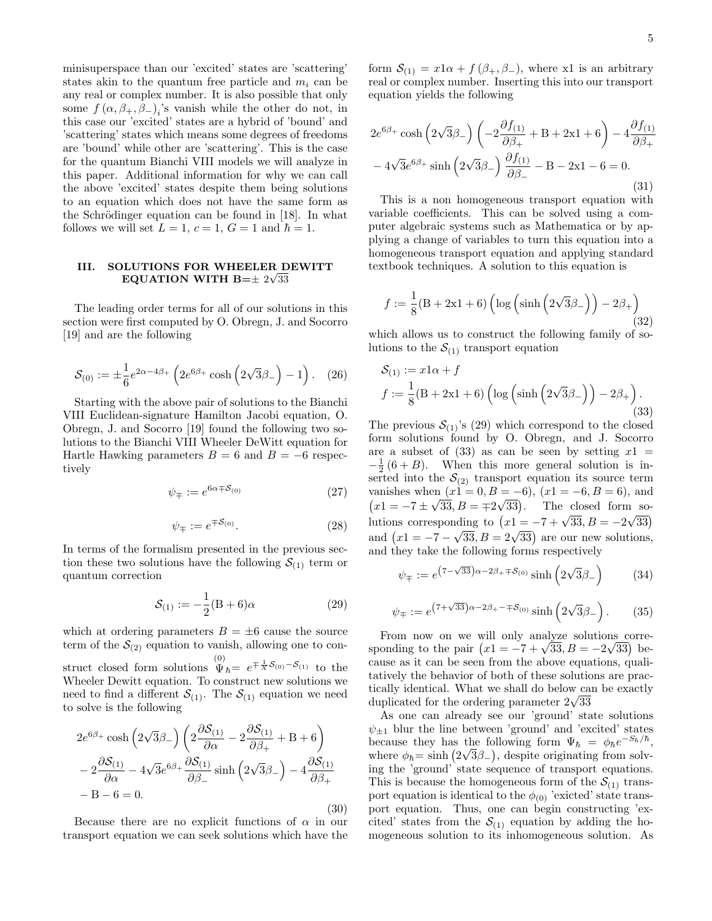minisuperspace than our 'excited' states are 'scattering' states akin to the quantum free particle and $m_i$ can be any real or complex number. It is also possible that only some $f(\alpha, \beta_+, \beta_-)_i$'s vanish while the other do not, in this case our 'excited' states are a hybrid of 'bound' and 'scattering' states which means some degrees of freedoms are 'bound' while other are 'scattering'. This is the case for the quantum Bianchi VIII models we will analyze in this paper. Additional information for why we can call the above 'excited' states despite them being solutions to an equation which does not have the same form as the Schrödinger equation can be found in [18]. In what follows we will set $L = 1$, $c = 1$, $G = 1$ and $\hbar = 1$.

## III. SOLUTIONS FOR WHEELER DEWITT EQUATION WITH B=$\pm\, 2\sqrt{33}$

The leading order terms for all of our solutions in this section were first computed by O. Obregn, J. and Socorro [19] and are the following

$$\mathcal{S}_{(0)} := \pm\frac{1}{6}e^{2\alpha-4\beta_+}\left(2e^{6\beta_+}\cosh\left(2\sqrt{3}\beta_-\right)-1\right). \quad (26)$$

Starting with the above pair of solutions to the Bianchi VIII Euclidean-signature Hamilton Jacobi equation, O. Obregn, J. and Socorro [19] found the following two solutions to the Bianchi VIII Wheeler DeWitt equation for Hartle Hawking parameters $B = 6$ and $B = -6$ respectively

$$\psi_{\mp} := e^{6\alpha\mp\mathcal{S}_{(0)}} \quad (27)$$

$$\psi_{\mp} := e^{\mp\mathcal{S}_{(0)}}. \quad (28)$$

In terms of the formalism presented in the previous section these two solutions have the following $\mathcal{S}_{(1)}$ term or quantum correction

$$\mathcal{S}_{(1)} := -\frac{1}{2}(\mathrm{B}+6)\alpha \quad (29)$$

which at ordering parameters $B = \pm 6$ cause the source term of the $\mathcal{S}_{(2)}$ equation to vanish, allowing one to construct closed form solutions $\overset{(0)}{\Psi}_{\hbar} = e^{\mp\frac{1}{\hbar}\mathcal{S}_{(0)}-\mathcal{S}_{(1)}}$ to the Wheeler Dewitt equation. To construct new solutions we need to find a different $\mathcal{S}_{(1)}$. The $\mathcal{S}_{(1)}$ equation we need to solve is the following

$$\begin{aligned}&2e^{6\beta_+}\cosh\left(2\sqrt{3}\beta_-\right)\left(2\frac{\partial\mathcal{S}_{(1)}}{\partial\alpha}-2\frac{\partial\mathcal{S}_{(1)}}{\partial\beta_+}+\mathrm{B}+6\right)\\&-2\frac{\partial\mathcal{S}_{(1)}}{\partial\alpha}-4\sqrt{3}e^{6\beta_+}\frac{\partial\mathcal{S}_{(1)}}{\partial\beta_-}\sinh\left(2\sqrt{3}\beta_-\right)-4\frac{\partial\mathcal{S}_{(1)}}{\partial\beta_+}\\&-\mathrm{B}-6=0.\end{aligned} \quad (30)$$

Because there are no explicit functions of $\alpha$ in our transport equation we can seek solutions which have the form $\mathcal{S}_{(1)} = x1\alpha + f(\beta_+, \beta_-)$, where x1 is an arbitrary real or complex number. Inserting this into our transport equation yields the following

$$\begin{aligned}&2e^{6\beta_+}\cosh\left(2\sqrt{3}\beta_-\right)\left(-2\frac{\partial f_{(1)}}{\partial\beta_+}+\mathrm{B}+2\mathrm{x1}+6\right)-4\frac{\partial f_{(1)}}{\partial\beta_+}\\&-4\sqrt{3}e^{6\beta_+}\sinh\left(2\sqrt{3}\beta_-\right)\frac{\partial f_{(1)}}{\partial\beta_-}-\mathrm{B}-2\mathrm{x1}-6=0.\end{aligned} \quad (31)$$

This is a non homogeneous transport equation with variable coefficients. This can be solved using a computer algebraic systems such as Mathematica or by applying a change of variables to turn this equation into a homogeneous transport equation and applying standard textbook techniques. A solution to this equation is

$$f := \frac{1}{8}(\mathrm{B}+2\mathrm{x1}+6)\left(\log\left(\sinh\left(2\sqrt{3}\beta_-\right)\right)-2\beta_+\right) \quad (32)$$

which allows us to construct the following family of solutions to the $\mathcal{S}_{(1)}$ transport equation

$$\begin{aligned}&\mathcal{S}_{(1)} := x1\alpha + f\\&f := \frac{1}{8}(\mathrm{B}+2\mathrm{x1}+6)\left(\log\left(\sinh\left(2\sqrt{3}\beta_-\right)\right)-2\beta_+\right).\end{aligned} \quad (33)$$

The previous $\mathcal{S}_{(1)}$'s (29) which correspond to the closed form solutions found by O. Obregn, and J. Socorro are a subset of (33) as can be seen by setting $x1 = -\frac{1}{2}(6+B)$. When this more general solution is inserted into the $\mathcal{S}_{(2)}$ transport equation its source term vanishes when $(x1 = 0, B = -6)$, $(x1 = -6, B = 6)$, and $\left(x1 = -7 \pm \sqrt{33}, B = \mp 2\sqrt{33}\right)$. The closed form solutions corresponding to $\left(x1 = -7+\sqrt{33}, B = -2\sqrt{33}\right)$ and $\left(x1 = -7-\sqrt{33}, B = 2\sqrt{33}\right)$ are our new solutions, and they take the following forms respectively

$$\psi_{\mp} := e^{\left(7-\sqrt{33}\right)\alpha-2\beta_+\mp\mathcal{S}_{(0)}}\sinh\left(2\sqrt{3}\beta_-\right) \quad (34)$$

$$\psi_{\mp} := e^{\left(7+\sqrt{33}\right)\alpha-2\beta_+-\mp\mathcal{S}_{(0)}}\sinh\left(2\sqrt{3}\beta_-\right). \quad (35)$$

From now on we will only analyze solutions corresponding to the pair $\left(x1 = -7+\sqrt{33}, B = -2\sqrt{33}\right)$ because as it can be seen from the above equations, qualitatively the behavior of both of these solutions are practically identical. What we shall do below can be exactly duplicated for the ordering parameter $2\sqrt{33}$

As one can already see our 'ground' state solutions $\psi_{\pm 1}$ blur the line between 'ground' and 'excited' states because they has the following form $\Psi_\hbar = \phi_\hbar e^{-S_\hbar/\hbar}$, where $\phi_\hbar = \sinh\left(2\sqrt{3}\beta_-\right)$, despite originating from solving the 'ground' state sequence of transport equations. This is because the homogeneous form of the $\mathcal{S}_{(1)}$ transport equation is identical to the $\phi_{(0)}$ 'exicted' state transport equation. Thus, one can begin constructing 'excited' states from the $\mathcal{S}_{(1)}$ equation by adding the homogeneous solution to its inhomogeneous solution. As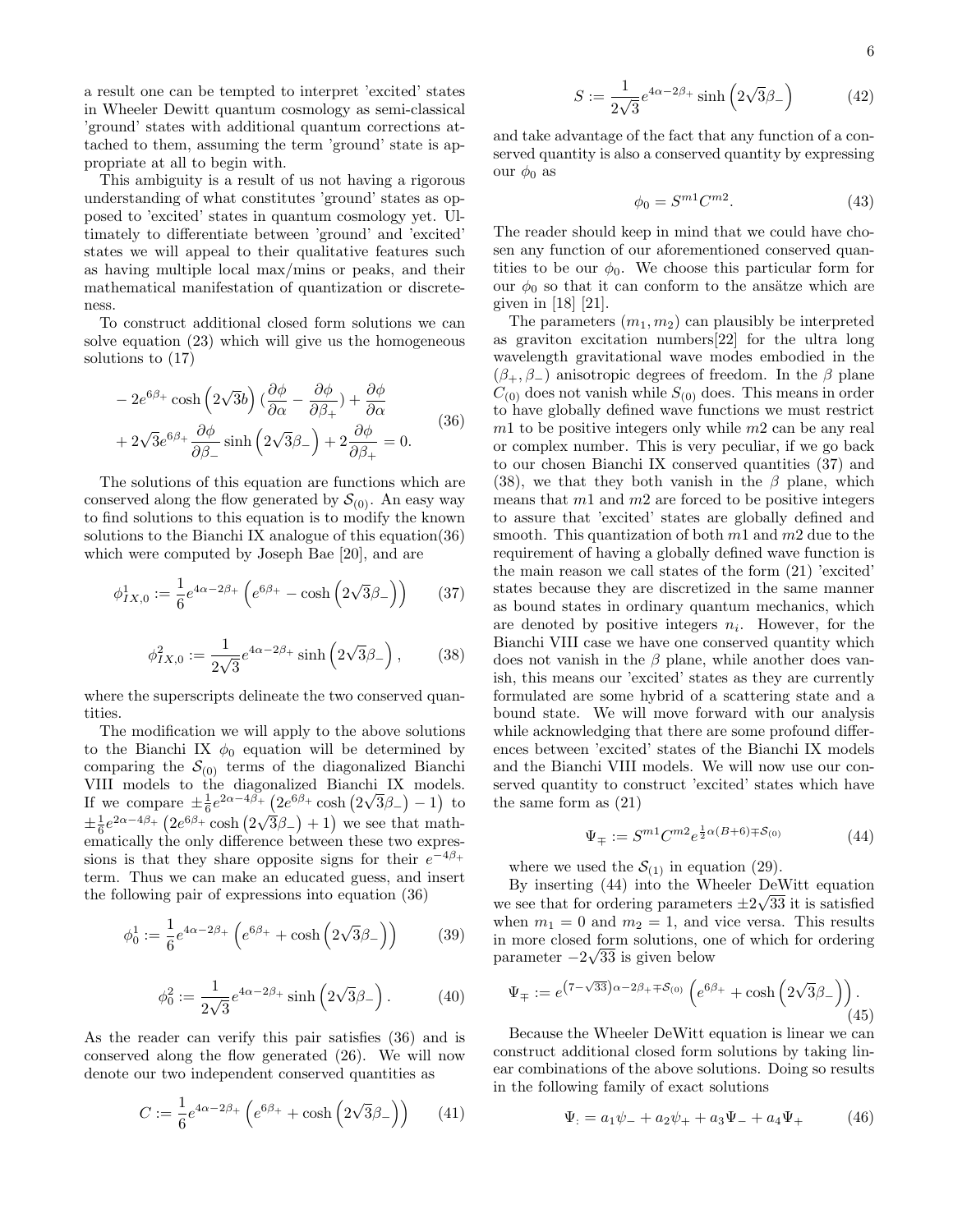a result one can be tempted to interpret 'excited' states in Wheeler Dewitt quantum cosmology as semi-classical 'ground' states with additional quantum corrections attached to them, assuming the term 'ground' state is appropriate at all to begin with.

This ambiguity is a result of us not having a rigorous understanding of what constitutes 'ground' states as opposed to 'excited' states in quantum cosmology yet. Ultimately to differentiate between 'ground' and 'excited' states we will appeal to their qualitative features such as having multiple local max/mins or peaks, and their mathematical manifestation of quantization or discreteness.

To construct additional closed form solutions we can solve equation (23) which will give us the homogeneous solutions to (17)

$$
\begin{aligned}
&-2e^{6\beta_+}\cosh\left(2\sqrt{3}b\right)\left(\frac{\partial\phi}{\partial\alpha}-\frac{\partial\phi}{\partial\beta_+}\right)+\frac{\partial\phi}{\partial\alpha}\\
&+2\sqrt{3}e^{6\beta_+}\frac{\partial\phi}{\partial\beta_-}\sinh\left(2\sqrt{3}\beta_-\right)+2\frac{\partial\phi}{\partial\beta_+}=0.
\end{aligned}
\tag{36}
$$

The solutions of this equation are functions which are conserved along the flow generated by $\mathcal{S}_{(0)}$. An easy way to find solutions to this equation is to modify the known solutions to the Bianchi IX analogue of this equation(36) which were computed by Joseph Bae [20], and are

$$
\phi^1_{IX,0}:=\frac{1}{6}e^{4\alpha-2\beta_+}\left(e^{6\beta_+}-\cosh\left(2\sqrt{3}\beta_-\right)\right) \tag{37}
$$

$$
\phi^2_{IX,0}:=\frac{1}{2\sqrt{3}}e^{4\alpha-2\beta_+}\sinh\left(2\sqrt{3}\beta_-\right), \tag{38}
$$

where the superscripts delineate the two conserved quantities.

The modification we will apply to the above solutions to the Bianchi IX $\phi_0$ equation will be determined by comparing the $\mathcal{S}_{(0)}$ terms of the diagonalized Bianchi VIII models to the diagonalized Bianchi IX models. If we compare $\pm\frac{1}{6}e^{2\alpha-4\beta_+}\left(2e^{6\beta_+}\cosh\left(2\sqrt{3}\beta_-\right)-1\right)$ to $\pm\frac{1}{6}e^{2\alpha-4\beta_+}\left(2e^{6\beta_+}\cosh\left(2\sqrt{3}\beta_-\right)+1\right)$ we see that mathematically the only difference between these two expressions is that they share opposite signs for their $e^{-4\beta_+}$ term. Thus we can make an educated guess, and insert the following pair of expressions into equation (36)

$$
\phi^1_0:=\frac{1}{6}e^{4\alpha-2\beta_+}\left(e^{6\beta_+}+\cosh\left(2\sqrt{3}\beta_-\right)\right) \tag{39}
$$

$$
\phi^2_0:=\frac{1}{2\sqrt{3}}e^{4\alpha-2\beta_+}\sinh\left(2\sqrt{3}\beta_-\right). \tag{40}
$$

As the reader can verify this pair satisfies (36) and is conserved along the flow generated (26). We will now denote our two independent conserved quantities as

$$
C:=\frac{1}{6}e^{4\alpha-2\beta_+}\left(e^{6\beta_+}+\cosh\left(2\sqrt{3}\beta_-\right)\right) \tag{41}
$$

$$
S:=\frac{1}{2\sqrt{3}}e^{4\alpha-2\beta_+}\sinh\left(2\sqrt{3}\beta_-\right) \tag{42}
$$

and take advantage of the fact that any function of a conserved quantity is also a conserved quantity by expressing our $\phi_0$ as

$$
\phi_0=S^{m1}C^{m2}. \tag{43}
$$

The reader should keep in mind that we could have chosen any function of our aforementioned conserved quantities to be our $\phi_0$. We choose this particular form for our $\phi_0$ so that it can conform to the ansätze which are given in [18] [21].

The parameters $(m_1, m_2)$ can plausibly be interpreted as graviton excitation numbers[22] for the ultra long wavelength gravitational wave modes embodied in the $(\beta_+, \beta_-)$ anisotropic degrees of freedom. In the $\beta$ plane $C_{(0)}$ does not vanish while $S_{(0)}$ does. This means in order to have globally defined wave functions we must restrict $m1$ to be positive integers only while $m2$ can be any real or complex number. This is very peculiar, if we go back to our chosen Bianchi IX conserved quantities (37) and (38), we that they both vanish in the $\beta$ plane, which means that $m1$ and $m2$ are forced to be positive integers to assure that 'excited' states are globally defined and smooth. This quantization of both $m1$ and $m2$ due to the requirement of having a globally defined wave function is the main reason we call states of the form (21) 'excited' states because they are discretized in the same manner as bound states in ordinary quantum mechanics, which are denoted by positive integers $n_i$. However, for the Bianchi VIII case we have one conserved quantity which does not vanish in the $\beta$ plane, while another does vanish, this means our 'excited' states as they are currently formulated are some hybrid of a scattering state and a bound state. We will move forward with our analysis while acknowledging that there are some profound differences between 'excited' states of the Bianchi IX models and the Bianchi VIII models. We will now use our conserved quantity to construct 'excited' states which have the same form as (21)

$$
\Psi_{\mp}:=S^{m1}C^{m2}e^{\frac{1}{2}\alpha(B+6)\mp\mathcal{S}_{(0)}} \tag{44}
$$

where we used the $\mathcal{S}_{(1)}$ in equation (29).

By inserting (44) into the Wheeler DeWitt equation we see that for ordering parameters $\pm 2\sqrt{33}$ it is satisfied when $m_1 = 0$ and $m_2 = 1$, and vice versa. This results in more closed form solutions, one of which for ordering parameter $-2\sqrt{33}$ is given below

$$
\Psi_{\mp}:=e^{\left(7-\sqrt{33}\right)\alpha-2\beta_+\mp\mathcal{S}_{(0)}}\left(e^{6\beta_+}+\cosh\left(2\sqrt{3}\beta_-\right)\right). \tag{45}
$$

Because the Wheeler DeWitt equation is linear we can construct additional closed form solutions by taking linear combinations of the above solutions. Doing so results in the following family of exact solutions

$$
\Psi_{:}=a_1\psi_-+a_2\psi_++a_3\Psi_-+a_4\Psi_+ \tag{46}
$$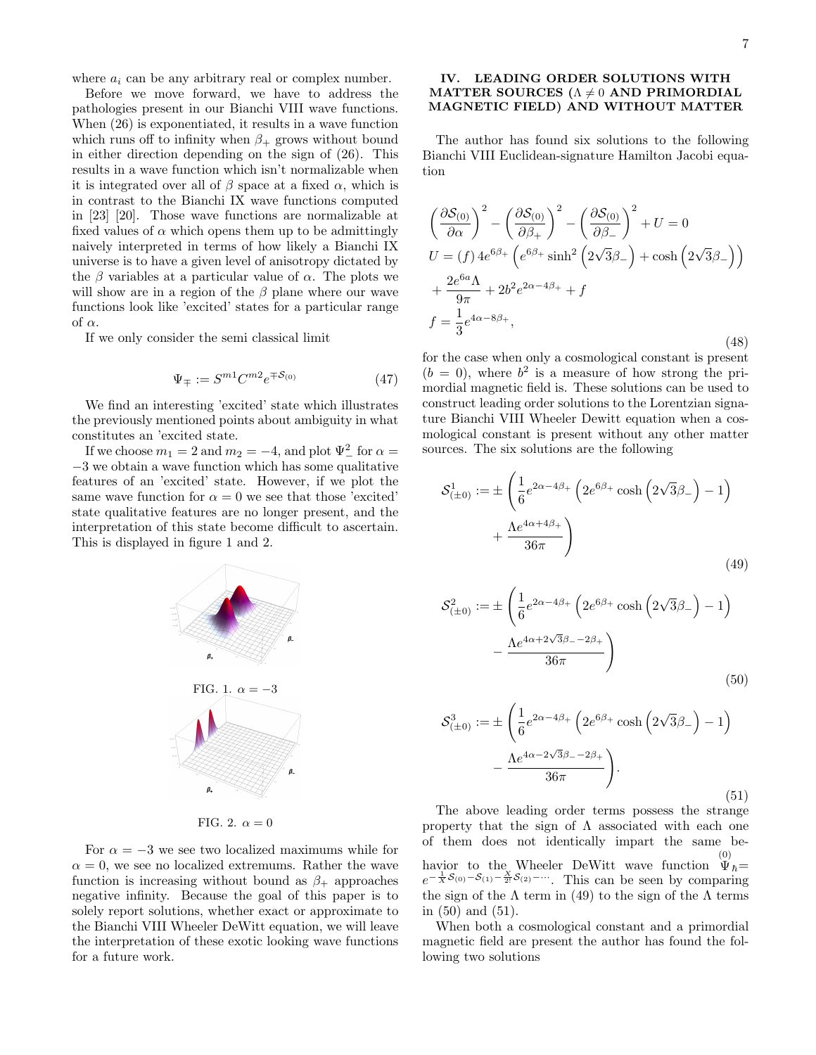where $a_i$ can be any arbitrary real or complex number.

Before we move forward, we have to address the pathologies present in our Bianchi VIII wave functions. When (26) is exponentiated, it results in a wave function which runs off to infinity when $\beta_+$ grows without bound in either direction depending on the sign of (26). This results in a wave function which isn't normalizable when it is integrated over all of $\beta$ space at a fixed $\alpha$, which is in contrast to the Bianchi IX wave functions computed in [23] [20]. Those wave functions are normalizable at fixed values of $\alpha$ which opens them up to be admittingly naively interpreted in terms of how likely a Bianchi IX universe is to have a given level of anisotropy dictated by the $\beta$ variables at a particular value of $\alpha$. The plots we will show are in a region of the $\beta$ plane where our wave functions look like 'excited' states for a particular range of $\alpha$.

If we only consider the semi classical limit

$$\Psi_{\mp} := S^{m1} C^{m2} e^{\mp \mathcal{S}_{(0)}} \tag{47}$$

We find an interesting 'excited' state which illustrates the previously mentioned points about ambiguity in what constitutes an 'excited state.

If we choose $m_1 = 2$ and $m_2 = -4$, and plot $\Psi_-^2$ for $\alpha = -3$ we obtain a wave function which has some qualitative features of an 'excited' state. However, if we plot the same wave function for $\alpha = 0$ we see that those 'excited' state qualitative features are no longer present, and the interpretation of this state become difficult to ascertain. This is displayed in figure 1 and 2.

FIG. 1. $\alpha = -3$

FIG. 2. $\alpha = 0$

For $\alpha = -3$ we see two localized maximums while for $\alpha = 0$, we see no localized extremums. Rather the wave function is increasing without bound as $\beta_+$ approaches negative infinity. Because the goal of this paper is to solely report solutions, whether exact or approximate to the Bianchi VIII Wheeler DeWitt equation, we will leave the interpretation of these exotic looking wave functions for a future work.

## IV. LEADING ORDER SOLUTIONS WITH MATTER SOURCES ($\Lambda \neq 0$ AND PRIMORDIAL MAGNETIC FIELD) AND WITHOUT MATTER

The author has found six solutions to the following Bianchi VIII Euclidean-signature Hamilton Jacobi equation

$$\begin{aligned}
&\left(\frac{\partial \mathcal{S}_{(0)}}{\partial \alpha}\right)^2 - \left(\frac{\partial \mathcal{S}_{(0)}}{\partial \beta_+}\right)^2 - \left(\frac{\partial \mathcal{S}_{(0)}}{\partial \beta_-}\right)^2 + U = 0 \\
&U = (f)\, 4e^{6\beta_+}\left(e^{6\beta_+}\sinh^2\left(2\sqrt{3}\beta_-\right) + \cosh\left(2\sqrt{3}\beta_-\right)\right) \\
&+ \frac{2e^{6a}\Lambda}{9\pi} + 2b^2 e^{2\alpha - 4\beta_+} + f \\
&f = \frac{1}{3}e^{4\alpha - 8\beta_+},
\end{aligned} \tag{48}$$

for the case when only a cosmological constant is present ($b = 0$), where $b^2$ is a measure of how strong the primordial magnetic field is. These solutions can be used to construct leading order solutions to the Lorentzian signature Bianchi VIII Wheeler Dewitt equation when a cosmological constant is present without any other matter sources. The six solutions are the following

$$\begin{aligned}
\mathcal{S}^1_{(\pm 0)} := \pm \bigg( &\frac{1}{6}e^{2\alpha - 4\beta_+}\left(2e^{6\beta_+}\cosh\left(2\sqrt{3}\beta_-\right) - 1\right) \\
&+ \frac{\Lambda e^{4\alpha + 4\beta_+}}{36\pi}\bigg)
\end{aligned} \tag{49}$$

$$\begin{aligned}
\mathcal{S}^2_{(\pm 0)} := \pm \bigg( &\frac{1}{6}e^{2\alpha - 4\beta_+}\left(2e^{6\beta_+}\cosh\left(2\sqrt{3}\beta_-\right) - 1\right) \\
&- \frac{\Lambda e^{4\alpha + 2\sqrt{3}\beta_- - 2\beta_+}}{36\pi}\bigg)
\end{aligned} \tag{50}$$

$$\begin{aligned}
\mathcal{S}^3_{(\pm 0)} := \pm \bigg( &\frac{1}{6}e^{2\alpha - 4\beta_+}\left(2e^{6\beta_+}\cosh\left(2\sqrt{3}\beta_-\right) - 1\right) \\
&- \frac{\Lambda e^{4\alpha - 2\sqrt{3}\beta_- - 2\beta_+}}{36\pi}\bigg).
\end{aligned} \tag{51}$$

The above leading order terms possess the strange property that the sign of $\Lambda$ associated with each one of them does not identically impart the same behavior to the Wheeler DeWitt wave function $\overset{(0)}{\Psi}_\hbar = e^{-\frac{1}{X}\mathcal{S}_{(0)} - \mathcal{S}_{(1)} - \frac{X}{2!}\mathcal{S}_{(2)} - \cdots}$. This can be seen by comparing the sign of the $\Lambda$ term in (49) to the sign of the $\Lambda$ terms in (50) and (51).

When both a cosmological constant and a primordial magnetic field are present the author has found the following two solutions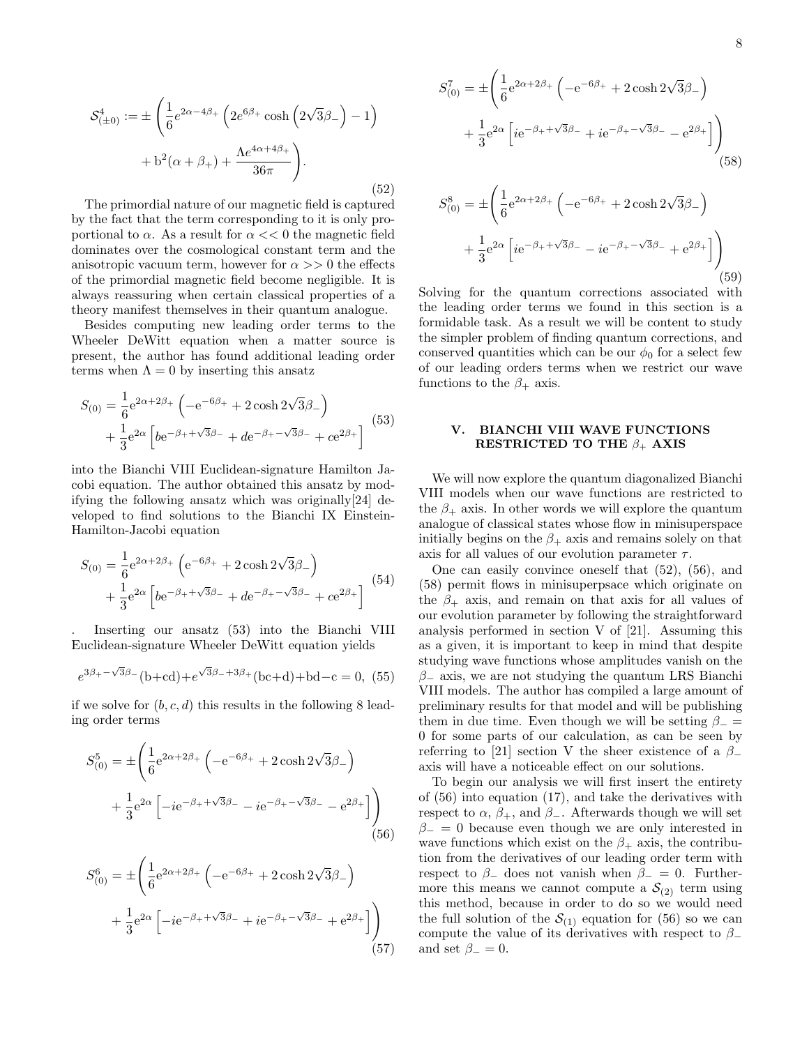$$
\mathcal{S}^4_{(\pm 0)} := \pm\left(\frac{1}{6}e^{2\alpha-4\beta_+}\left(2e^{6\beta_+}\cosh\left(2\sqrt{3}\beta_-\right)-1\right) + \mathrm{b}^2(\alpha+\beta_+) + \frac{\Lambda e^{4\alpha+4\beta_+}}{36\pi}\right). \tag{52}
$$

The primordial nature of our magnetic field is captured by the fact that the term corresponding to it is only proportional to $\alpha$. As a result for $\alpha << 0$ the magnetic field dominates over the cosmological constant term and the anisotropic vacuum term, however for $\alpha >> 0$ the effects of the primordial magnetic field become negligible. It is always reassuring when certain classical properties of a theory manifest themselves in their quantum analogue.

Besides computing new leading order terms to the Wheeler DeWitt equation when a matter source is present, the author has found additional leading order terms when $\Lambda = 0$ by inserting this ansatz

$$
S_{(0)} = \frac{1}{6}\mathrm{e}^{2\alpha+2\beta_+}\left(-\mathrm{e}^{-6\beta_+} + 2\cosh 2\sqrt{3}\beta_-\right) + \frac{1}{3}\mathrm{e}^{2\alpha}\left[b\mathrm{e}^{-\beta_+ + \sqrt{3}\beta_-} + d\mathrm{e}^{-\beta_+ - \sqrt{3}\beta_-} + c\mathrm{e}^{2\beta_+}\right] \tag{53}
$$

into the Bianchi VIII Euclidean-signature Hamilton Jacobi equation. The author obtained this ansatz by modifying the following ansatz which was originally[24] developed to find solutions to the Bianchi IX Einstein-Hamilton-Jacobi equation

$$
S_{(0)} = \frac{1}{6}\mathrm{e}^{2\alpha+2\beta_+}\left(\mathrm{e}^{-6\beta_+} + 2\cosh 2\sqrt{3}\beta_-\right) + \frac{1}{3}\mathrm{e}^{2\alpha}\left[b\mathrm{e}^{-\beta_+ + \sqrt{3}\beta_-} + d\mathrm{e}^{-\beta_+ - \sqrt{3}\beta_-} + c\mathrm{e}^{2\beta_+}\right] \tag{54}
$$

. Inserting our ansatz (53) into the Bianchi VIII Euclidean-signature Wheeler DeWitt equation yields

$$
e^{3\beta_+ - \sqrt{3}\beta_-}(\mathrm{b}+\mathrm{cd}) + e^{\sqrt{3}\beta_- + 3\beta_+}(\mathrm{bc}+\mathrm{d}) + \mathrm{bd} - \mathrm{c} = 0, \tag{55}
$$

if we solve for $(b, c, d)$ this results in the following 8 leading order terms

$$
S^5_{(0)} = \pm\left(\frac{1}{6}\mathrm{e}^{2\alpha+2\beta_+}\left(-\mathrm{e}^{-6\beta_+} + 2\cosh 2\sqrt{3}\beta_-\right) + \frac{1}{3}\mathrm{e}^{2\alpha}\left[-i\mathrm{e}^{-\beta_+ + \sqrt{3}\beta_-} - i\mathrm{e}^{-\beta_+ - \sqrt{3}\beta_-} - \mathrm{e}^{2\beta_+}\right]\right) \tag{56}
$$

$$
S^6_{(0)} = \pm\left(\frac{1}{6}\mathrm{e}^{2\alpha+2\beta_+}\left(-\mathrm{e}^{-6\beta_+} + 2\cosh 2\sqrt{3}\beta_-\right) + \frac{1}{3}\mathrm{e}^{2\alpha}\left[-i\mathrm{e}^{-\beta_+ + \sqrt{3}\beta_-} + i\mathrm{e}^{-\beta_+ - \sqrt{3}\beta_-} + \mathrm{e}^{2\beta_+}\right]\right) \tag{57}
$$

$$
S^7_{(0)} = \pm\left(\frac{1}{6}\mathrm{e}^{2\alpha+2\beta_+}\left(-\mathrm{e}^{-6\beta_+} + 2\cosh 2\sqrt{3}\beta_-\right) + \frac{1}{3}\mathrm{e}^{2\alpha}\left[i\mathrm{e}^{-\beta_+ + \sqrt{3}\beta_-} + i\mathrm{e}^{-\beta_+ - \sqrt{3}\beta_-} - \mathrm{e}^{2\beta_+}\right]\right) \tag{58}
$$

$$
S^8_{(0)} = \pm\left(\frac{1}{6}\mathrm{e}^{2\alpha+2\beta_+}\left(-\mathrm{e}^{-6\beta_+} + 2\cosh 2\sqrt{3}\beta_-\right) + \frac{1}{3}\mathrm{e}^{2\alpha}\left[i\mathrm{e}^{-\beta_+ + \sqrt{3}\beta_-} - i\mathrm{e}^{-\beta_+ - \sqrt{3}\beta_-} + \mathrm{e}^{2\beta_+}\right]\right) \tag{59}
$$

Solving for the quantum corrections associated with the leading order terms we found in this section is a formidable task. As a result we will be content to study the simpler problem of finding quantum corrections, and conserved quantities which can be our $\phi_0$ for a select few of our leading orders terms when we restrict our wave functions to the $\beta_+$ axis.

## V. BIANCHI VIII WAVE FUNCTIONS RESTRICTED TO THE $\beta_+$ AXIS

We will now explore the quantum diagonalized Bianchi VIII models when our wave functions are restricted to the $\beta_+$ axis. In other words we will explore the quantum analogue of classical states whose flow in minisuperspace initially begins on the $\beta_+$ axis and remains solely on that axis for all values of our evolution parameter $\tau$.

One can easily convince oneself that (52), (56), and (58) permit flows in minisuperpsace which originate on the $\beta_+$ axis, and remain on that axis for all values of our evolution parameter by following the straightforward analysis performed in section V of [21]. Assuming this as a given, it is important to keep in mind that despite studying wave functions whose amplitudes vanish on the $\beta_-$ axis, we are not studying the quantum LRS Bianchi VIII models. The author has compiled a large amount of preliminary results for that model and will be publishing them in due time. Even though we will be setting $\beta_- = 0$ for some parts of our calculation, as can be seen by referring to [21] section V the sheer existence of a $\beta_-$ axis will have a noticeable effect on our solutions.

To begin our analysis we will first insert the entirety of (56) into equation (17), and take the derivatives with respect to $\alpha$, $\beta_+$, and $\beta_-$. Afterwards though we will set $\beta_- = 0$ because even though we are only interested in wave functions which exist on the $\beta_+$ axis, the contribution from the derivatives of our leading order term with respect to $\beta_-$ does not vanish when $\beta_- = 0$. Furthermore this means we cannot compute a $\mathcal{S}_{(2)}$ term using this method, because in order to do so we would need the full solution of the $\mathcal{S}_{(1)}$ equation for (56) so we can compute the value of its derivatives with respect to $\beta_-$ and set $\beta_- = 0$.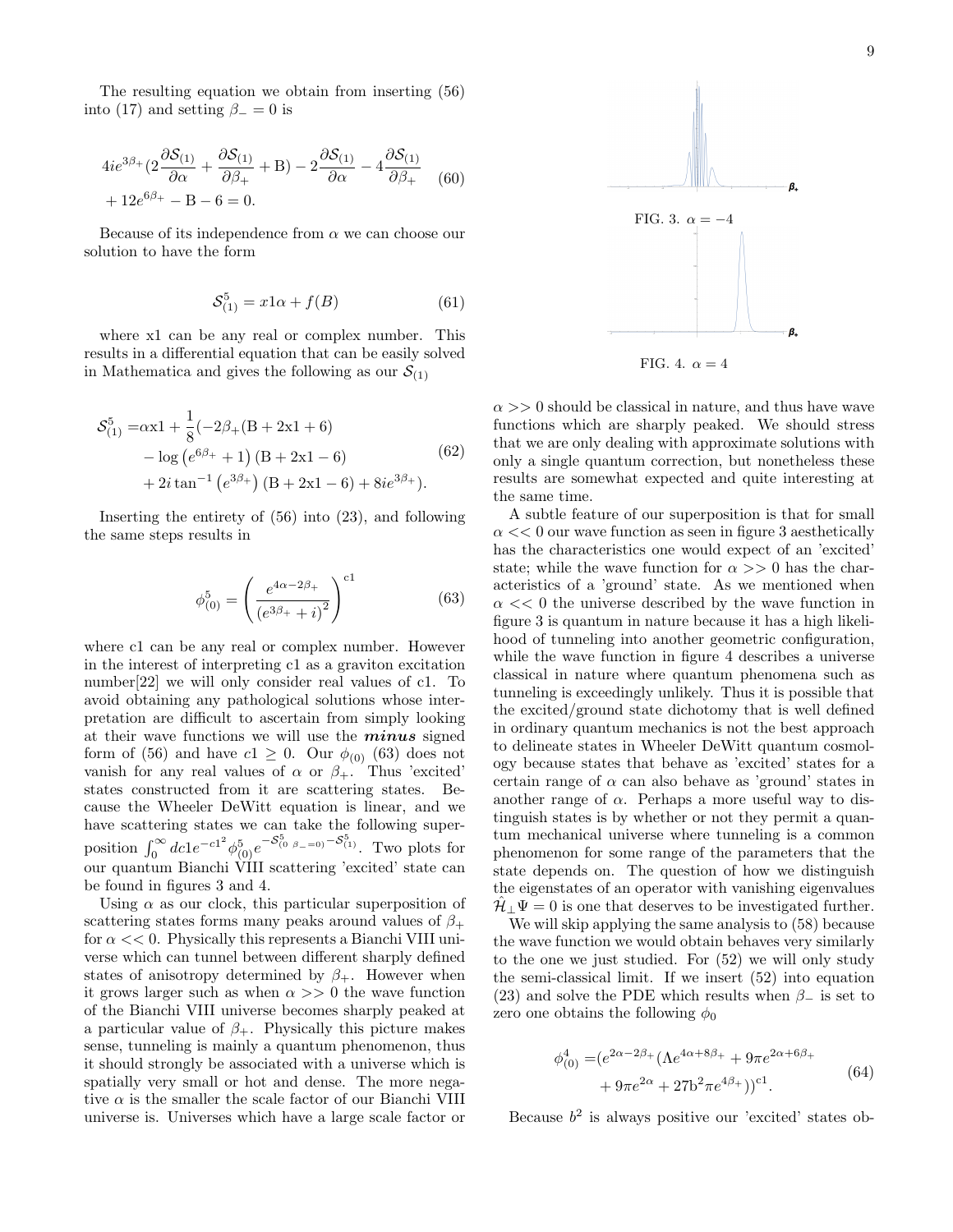The resulting equation we obtain from inserting (56) into (17) and setting $\beta_- = 0$ is

$$4ie^{3\beta_+}(2\frac{\partial \mathcal{S}_{(1)}}{\partial \alpha} + \frac{\partial \mathcal{S}_{(1)}}{\partial \beta_+} + \mathrm{B}) - 2\frac{\partial \mathcal{S}_{(1)}}{\partial \alpha} - 4\frac{\partial \mathcal{S}_{(1)}}{\partial \beta_+} + 12e^{6\beta_+} - \mathrm{B} - 6 = 0. \tag{60}$$

Because of its independence from $\alpha$ we can choose our solution to have the form

$$\mathcal{S}^5_{(1)} = x1\alpha + f(B) \tag{61}$$

where x1 can be any real or complex number. This results in a differential equation that can be easily solved in Mathematica and gives the following as our $\mathcal{S}_{(1)}$

$$\begin{aligned}\mathcal{S}^5_{(1)} =& \alpha \mathrm{x1} + \frac{1}{8}(-2\beta_+(\mathrm{B} + 2\mathrm{x1} + 6) \\ &- \log\left(e^{6\beta_+} + 1\right)(\mathrm{B} + 2\mathrm{x1} - 6) \\ &+ 2i\tan^{-1}\left(e^{3\beta_+}\right)(\mathrm{B} + 2\mathrm{x1} - 6) + 8ie^{3\beta_+}).\end{aligned} \tag{62}$$

Inserting the entirety of (56) into (23), and following the same steps results in

$$\phi^5_{(0)} = \left(\frac{e^{4\alpha - 2\beta_+}}{\left(e^{3\beta_+} + i\right)^2}\right)^{\mathrm{c1}} \tag{63}$$

where c1 can be any real or complex number. However in the interest of interpreting c1 as a graviton excitation number[22] we will only consider real values of c1. To avoid obtaining any pathological solutions whose interpretation are difficult to ascertain from simply looking at their wave functions we will use the ***minus*** signed form of (56) and have $c1 \geq 0$. Our $\phi_{(0)}$ (63) does not vanish for any real values of $\alpha$ or $\beta_+$. Thus 'excited' states constructed from it are scattering states. Because the Wheeler DeWitt equation is linear, and we have scattering states we can take the following superposition $\int_0^\infty dc1 e^{-c1^2}\phi^5_{(0)}e^{-\mathcal{S}^5_{(0\ \beta_-=0)} - \mathcal{S}^5_{(1)}}$. Two plots for our quantum Bianchi VIII scattering 'excited' state can be found in figures 3 and 4.

Using $\alpha$ as our clock, this particular superposition of scattering states forms many peaks around values of $\beta_+$ for $\alpha << 0$. Physically this represents a Bianchi VIII universe which can tunnel between different sharply defined states of anisotropy determined by $\beta_+$. However when it grows larger such as when $\alpha >> 0$ the wave function of the Bianchi VIII universe becomes sharply peaked at a particular value of $\beta_+$. Physically this picture makes sense, tunneling is mainly a quantum phenomenon, thus it should strongly be associated with a universe which is spatially very small or hot and dense. The more negative $\alpha$ is the smaller the scale factor of our Bianchi VIII universe is. Universes which have a large scale factor or $\alpha >> 0$ should be classical in nature, and thus have wave functions which are sharply peaked. We should stress that we are only dealing with approximate solutions with only a single quantum correction, but nonetheless these results are somewhat expected and quite interesting at the same time.

FIG. 3. $\alpha = -4$

FIG. 4. $\alpha = 4$

A subtle feature of our superposition is that for small $\alpha << 0$ our wave function as seen in figure 3 aesthetically has the characteristics one would expect of an 'excited' state; while the wave function for $\alpha >> 0$ has the characteristics of a 'ground' state. As we mentioned when $\alpha << 0$ the universe described by the wave function in figure 3 is quantum in nature because it has a high likelihood of tunneling into another geometric configuration, while the wave function in figure 4 describes a universe classical in nature where quantum phenomena such as tunneling is exceedingly unlikely. Thus it is possible that the excited/ground state dichotomy that is well defined in ordinary quantum mechanics is not the best approach to delineate states in Wheeler DeWitt quantum cosmology because states that behave as 'excited' states for a certain range of $\alpha$ can also behave as 'ground' states in another range of $\alpha$. Perhaps a more useful way to distinguish states is by whether or not they permit a quantum mechanical universe where tunneling is a common phenomenon for some range of the parameters that the state depends on. The question of how we distinguish the eigenstates of an operator with vanishing eigenvalues $\hat{\mathcal{H}}_\perp \Psi = 0$ is one that deserves to be investigated further.

We will skip applying the same analysis to (58) because the wave function we would obtain behaves very similarly to the one we just studied. For (52) we will only study the semi-classical limit. If we insert (52) into equation (23) and solve the PDE which results when $\beta_-$ is set to zero one obtains the following $\phi_0$

$$\begin{aligned}\phi^4_{(0)} =& (e^{2\alpha - 2\beta_+}(\Lambda e^{4\alpha + 8\beta_+} + 9\pi e^{2\alpha + 6\beta_+} \\ &+ 9\pi e^{2\alpha} + 27\mathrm{b}^2\pi e^{4\beta_+}))^{\mathrm{c1}}.\end{aligned} \tag{64}$$

Because $b^2$ is always positive our 'excited' states ob-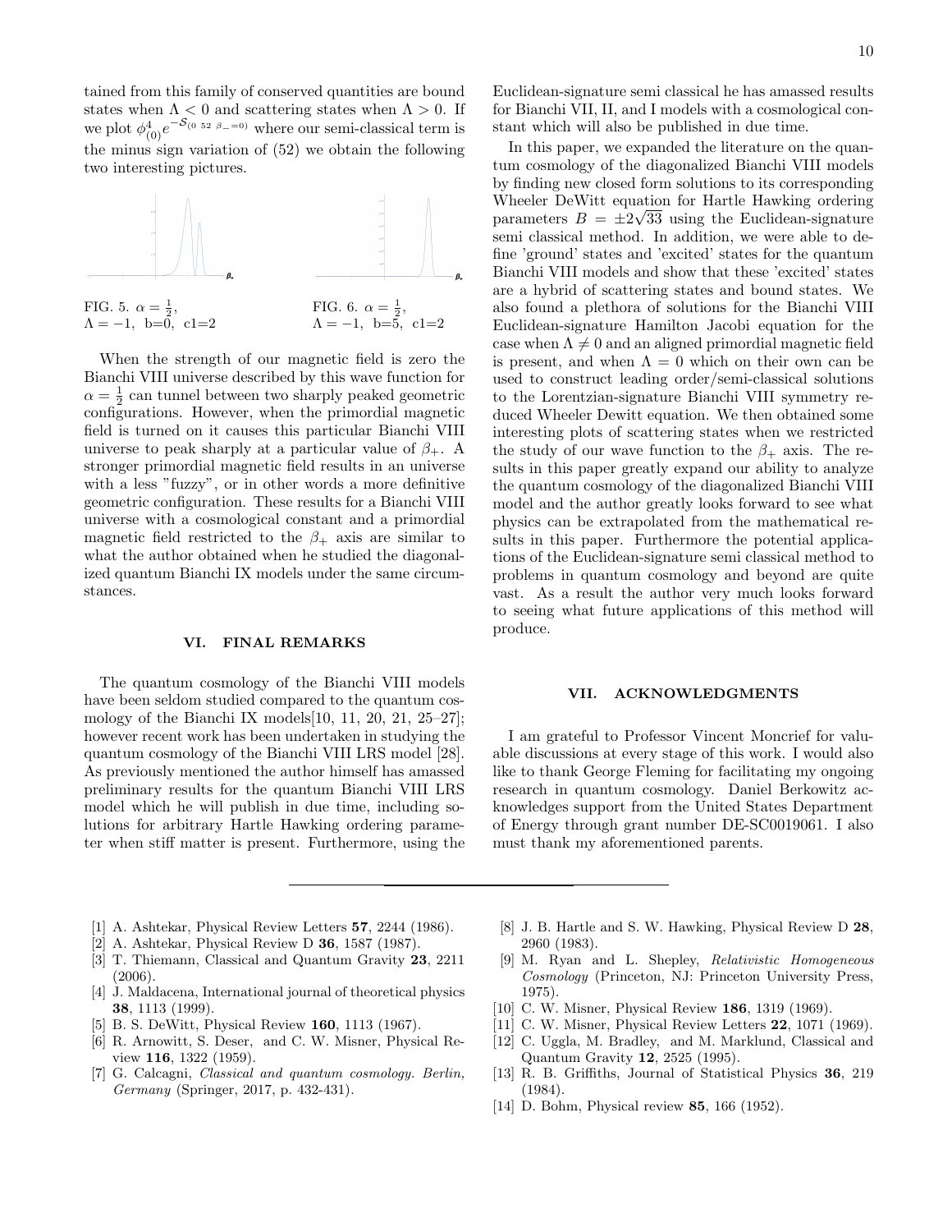tained from this family of conserved quantities are bound states when $\Lambda < 0$ and scattering states when $\Lambda > 0$. If we plot $\phi_{(0)}^4 e^{-\mathcal{S}_{(0\ 52\ \beta_-=0)}}$ where our semi-classical term is the minus sign variation of (52) we obtain the following two interesting pictures.

FIG. 5. $\alpha = \frac{1}{2}$, $\Lambda = -1$, b=0, c1=2

FIG. 6. $\alpha = \frac{1}{2}$, $\Lambda = -1$, b=5, c1=2

When the strength of our magnetic field is zero the Bianchi VIII universe described by this wave function for $\alpha = \frac{1}{2}$ can tunnel between two sharply peaked geometric configurations. However, when the primordial magnetic field is turned on it causes this particular Bianchi VIII universe to peak sharply at a particular value of $\beta_+$. A stronger primordial magnetic field results in an universe with a less "fuzzy", or in other words a more definitive geometric configuration. These results for a Bianchi VIII universe with a cosmological constant and a primordial magnetic field restricted to the $\beta_+$ axis are similar to what the author obtained when he studied the diagonalized quantum Bianchi IX models under the same circumstances.

## VI. FINAL REMARKS

The quantum cosmology of the Bianchi VIII models have been seldom studied compared to the quantum cosmology of the Bianchi IX models[10, 11, 20, 21, 25–27]; however recent work has been undertaken in studying the quantum cosmology of the Bianchi VIII LRS model [28]. As previously mentioned the author himself has amassed preliminary results for the quantum Bianchi VIII LRS model which he will publish in due time, including solutions for arbitrary Hartle Hawking ordering parameter when stiff matter is present. Furthermore, using the Euclidean-signature semi classical he has amassed results for Bianchi VII, II, and I models with a cosmological constant which will also be published in due time.

In this paper, we expanded the literature on the quantum cosmology of the diagonalized Bianchi VIII models by finding new closed form solutions to its corresponding Wheeler DeWitt equation for Hartle Hawking ordering parameters $B = \pm 2\sqrt{33}$ using the Euclidean-signature semi classical method. In addition, we were able to define 'ground' states and 'excited' states for the quantum Bianchi VIII models and show that these 'excited' states are a hybrid of scattering states and bound states. We also found a plethora of solutions for the Bianchi VIII Euclidean-signature Hamilton Jacobi equation for the case when $\Lambda \neq 0$ and an aligned primordial magnetic field is present, and when $\Lambda = 0$ which on their own can be used to construct leading order/semi-classical solutions to the Lorentzian-signature Bianchi VIII symmetry reduced Wheeler Dewitt equation. We then obtained some interesting plots of scattering states when we restricted the study of our wave function to the $\beta_+$ axis. The results in this paper greatly expand our ability to analyze the quantum cosmology of the diagonalized Bianchi VIII model and the author greatly looks forward to see what physics can be extrapolated from the mathematical results in this paper. Furthermore the potential applications of the Euclidean-signature semi classical method to problems in quantum cosmology and beyond are quite vast. As a result the author very much looks forward to seeing what future applications of this method will produce.

## VII. ACKNOWLEDGMENTS

I am grateful to Professor Vincent Moncrief for valuable discussions at every stage of this work. I would also like to thank George Fleming for facilitating my ongoing research in quantum cosmology. Daniel Berkowitz acknowledges support from the United States Department of Energy through grant number DE-SC0019061. I also must thank my aforementioned parents.

---

[1] A. Ashtekar, Physical Review Letters **57**, 2244 (1986).

[2] A. Ashtekar, Physical Review D **36**, 1587 (1987).

[3] T. Thiemann, Classical and Quantum Gravity **23**, 2211 (2006).

[4] J. Maldacena, International journal of theoretical physics **38**, 1113 (1999).

[5] B. S. DeWitt, Physical Review **160**, 1113 (1967).

[6] R. Arnowitt, S. Deser, and C. W. Misner, Physical Review **116**, 1322 (1959).

[7] G. Calcagni, *Classical and quantum cosmology. Berlin, Germany* (Springer, 2017, p. 432-431).

[8] J. B. Hartle and S. W. Hawking, Physical Review D **28**, 2960 (1983).

[9] M. Ryan and L. Shepley, *Relativistic Homogeneous Cosmology* (Princeton, NJ: Princeton University Press, 1975).

[10] C. W. Misner, Physical Review **186**, 1319 (1969).

[11] C. W. Misner, Physical Review Letters **22**, 1071 (1969).

[12] C. Uggla, M. Bradley, and M. Marklund, Classical and Quantum Gravity **12**, 2525 (1995).

[13] R. B. Griffiths, Journal of Statistical Physics **36**, 219 (1984).

[14] D. Bohm, Physical review **85**, 166 (1952).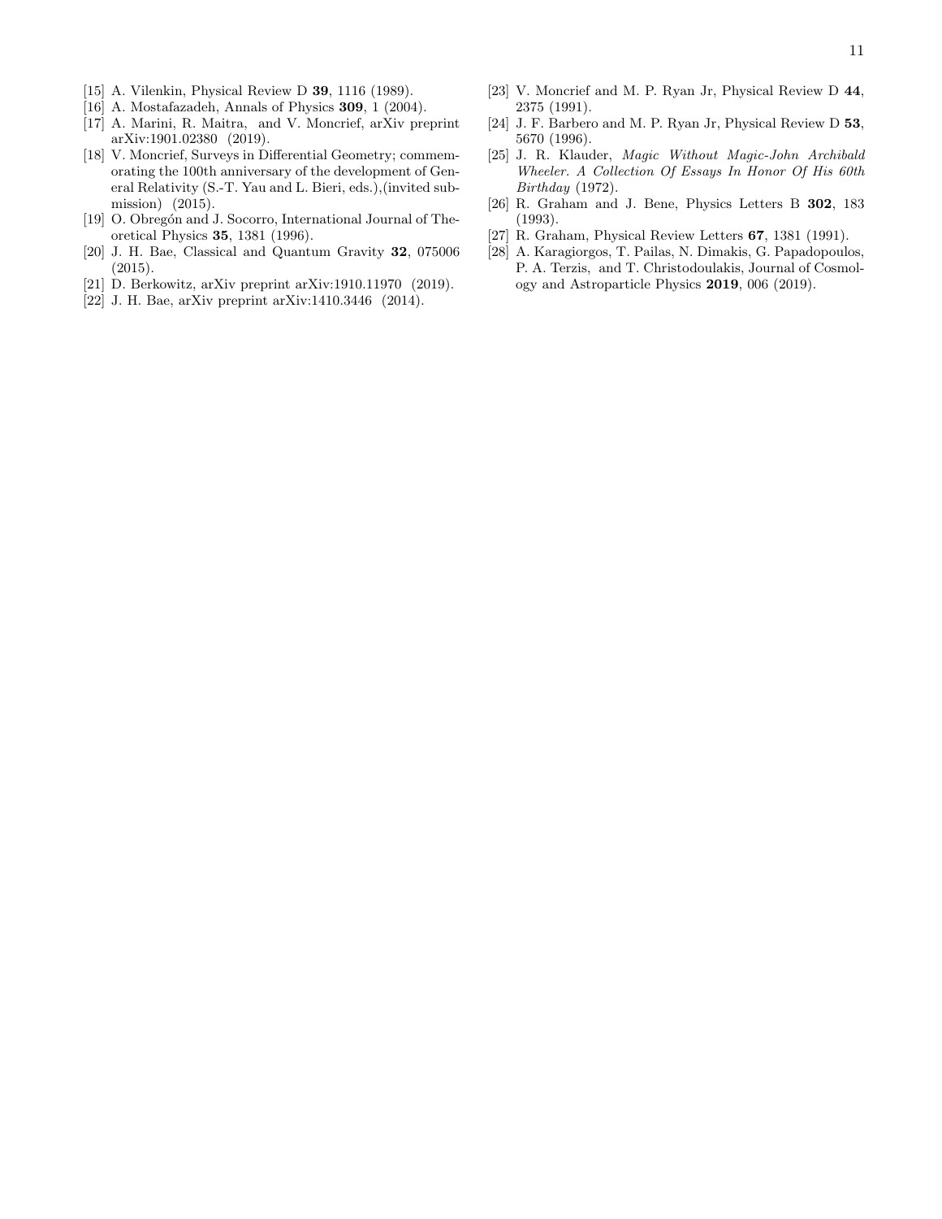[15] A. Vilenkin, Physical Review D **39**, 1116 (1989).

[16] A. Mostafazadeh, Annals of Physics **309**, 1 (2004).

[17] A. Marini, R. Maitra, and V. Moncrief, arXiv preprint arXiv:1901.02380 (2019).

[18] V. Moncrief, Surveys in Differential Geometry; commemorating the 100th anniversary of the development of General Relativity (S.-T. Yau and L. Bieri, eds.),(invited submission) (2015).

[19] O. Obregón and J. Socorro, International Journal of Theoretical Physics **35**, 1381 (1996).

[20] J. H. Bae, Classical and Quantum Gravity **32**, 075006 (2015).

[21] D. Berkowitz, arXiv preprint arXiv:1910.11970 (2019).

[22] J. H. Bae, arXiv preprint arXiv:1410.3446 (2014).

[23] V. Moncrief and M. P. Ryan Jr, Physical Review D **44**, 2375 (1991).

[24] J. F. Barbero and M. P. Ryan Jr, Physical Review D **53**, 5670 (1996).

[25] J. R. Klauder, *Magic Without Magic-John Archibald Wheeler. A Collection Of Essays In Honor Of His 60th Birthday* (1972).

[26] R. Graham and J. Bene, Physics Letters B **302**, 183 (1993).

[27] R. Graham, Physical Review Letters **67**, 1381 (1991).

[28] A. Karagiorgos, T. Pailas, N. Dimakis, G. Papadopoulos, P. A. Terzis, and T. Christodoulakis, Journal of Cosmology and Astroparticle Physics **2019**, 006 (2019).